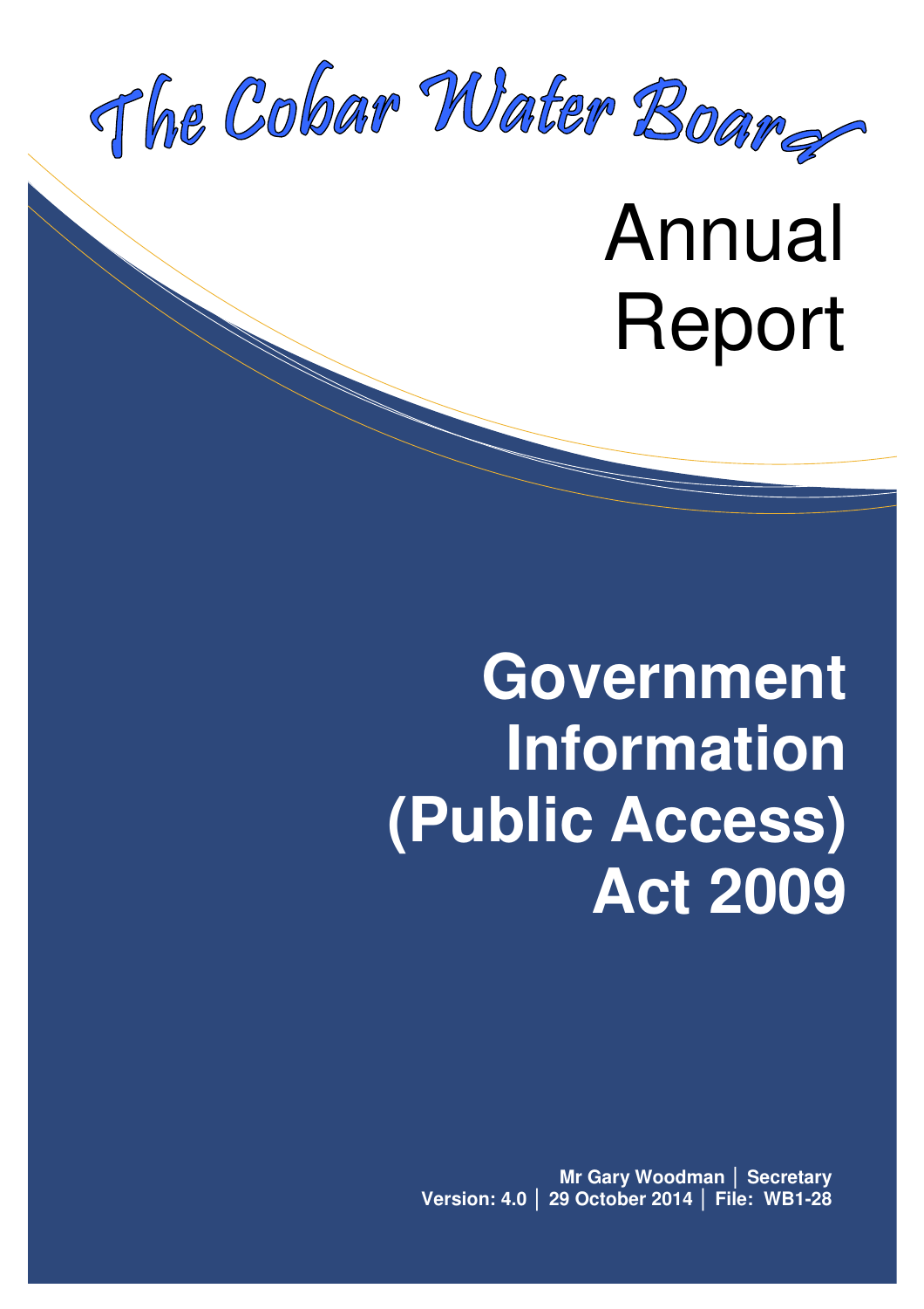# The Cobar Water Board

# Annual Report

# Government Information (Public Access) Act 2009

**Mr Gary Woodman │ Secretary**
**Version: 4.0 │ 29 October 2014 │ File: WB1-28**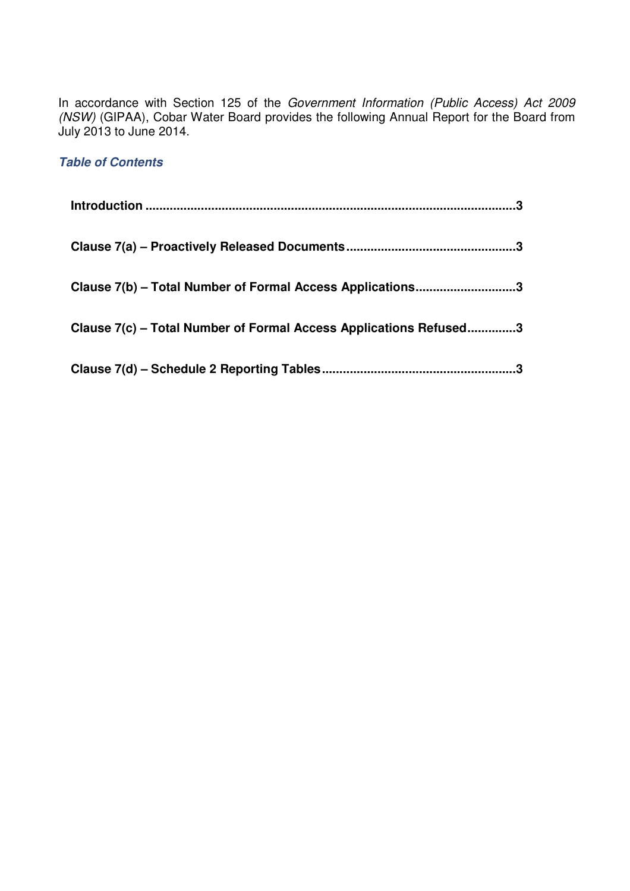In accordance with Section 125 of the *Government Information (Public Access) Act 2009 (NSW)* (GIPAA), Cobar Water Board provides the following Annual Report for the Board from July 2013 to June 2014.

### *Table of Contents*

**Introduction ..........................................................................................................3**

**Clause 7(a) – Proactively Released Documents ................................................3**

**Clause 7(b) – Total Number of Formal Access Applications............................3**

**Clause 7(c) – Total Number of Formal Access Applications Refused..............3**

**Clause 7(d) – Schedule 2 Reporting Tables........................................................3**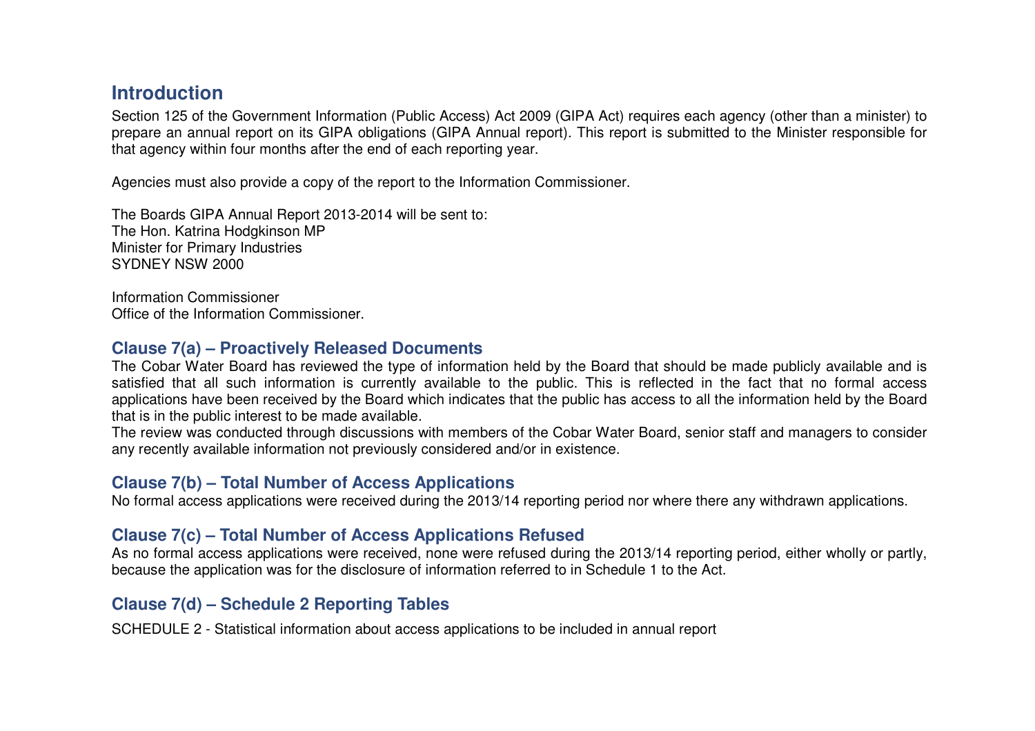## Introduction

Section 125 of the Government Information (Public Access) Act 2009 (GIPA Act) requires each agency (other than a minister) to prepare an annual report on its GIPA obligations (GIPA Annual report). This report is submitted to the Minister responsible for that agency within four months after the end of each reporting year.

Agencies must also provide a copy of the report to the Information Commissioner.

The Boards GIPA Annual Report 2013-2014 will be sent to:
The Hon. Katrina Hodgkinson MP
Minister for Primary Industries
SYDNEY NSW 2000

Information Commissioner
Office of the Information Commissioner.

### Clause 7(a) – Proactively Released Documents

The Cobar Water Board has reviewed the type of information held by the Board that should be made publicly available and is satisfied that all such information is currently available to the public. This is reflected in the fact that no formal access applications have been received by the Board which indicates that the public has access to all the information held by the Board that is in the public interest to be made available.
The review was conducted through discussions with members of the Cobar Water Board, senior staff and managers to consider any recently available information not previously considered and/or in existence.

### Clause 7(b) – Total Number of Access Applications

No formal access applications were received during the 2013/14 reporting period nor where there any withdrawn applications.

### Clause 7(c) – Total Number of Access Applications Refused

As no formal access applications were received, none were refused during the 2013/14 reporting period, either wholly or partly, because the application was for the disclosure of information referred to in Schedule 1 to the Act.

### Clause 7(d) – Schedule 2 Reporting Tables

SCHEDULE 2 - Statistical information about access applications to be included in annual report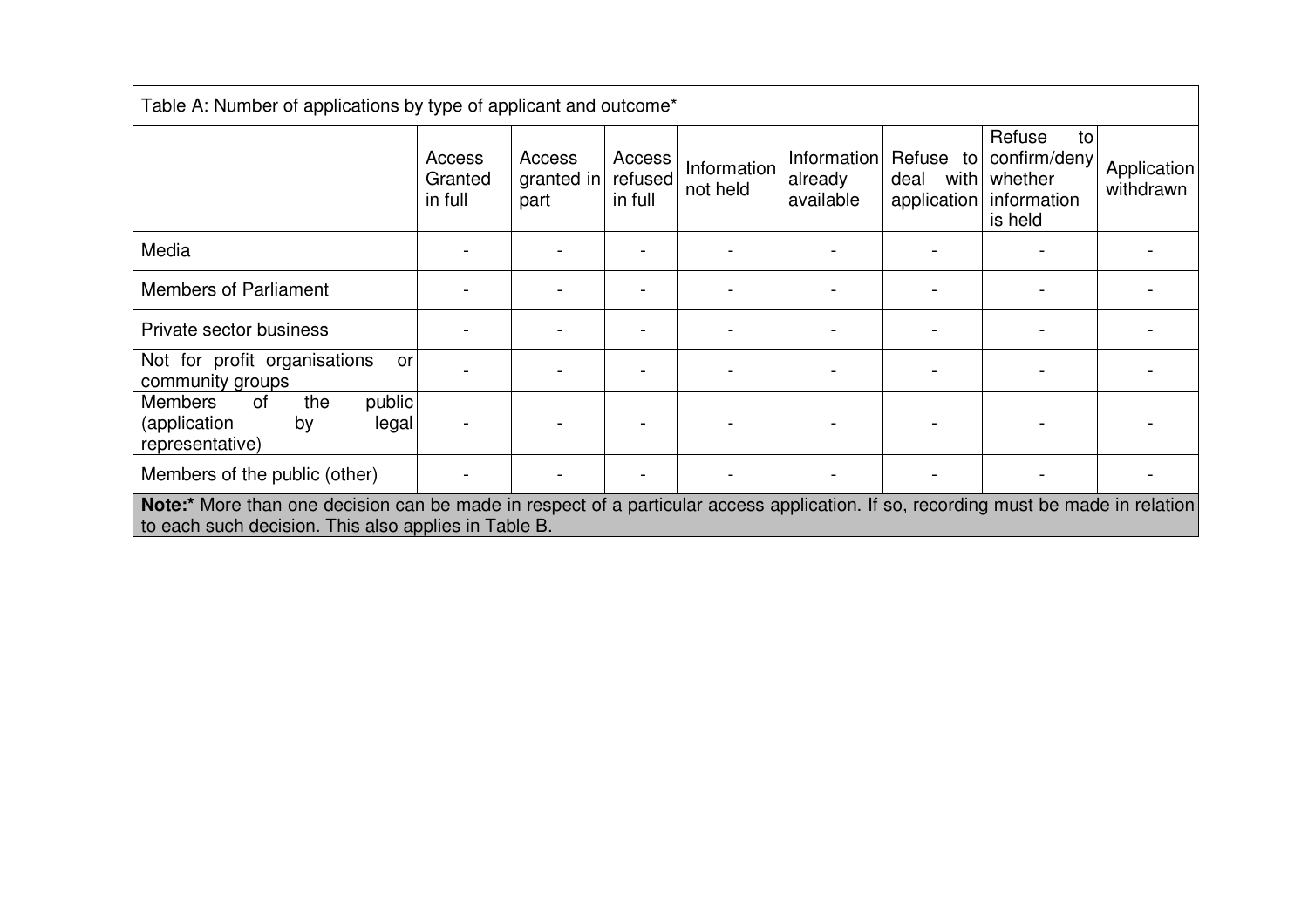Table A: Number of applications by type of applicant and outcome*

| | Access Granted in full | Access granted in part | Access refused in full | Information not held | Information already available | Refuse to deal with application | Refuse to confirm/deny whether information is held | Application withdrawn |
|---|---|---|---|---|---|---|---|---|
| Media | - | - | - | - | - | - | - | - |
| Members of Parliament | - | - | - | - | - | - | - | - |
| Private sector business | - | - | - | - | - | - | - | - |
| Not for profit organisations or community groups | - | - | - | - | - | - | - | - |
| Members of the public (application by legal representative) | - | - | - | - | - | - | - | - |
| Members of the public (other) | - | - | - | - | - | - | - | - |

**Note:*** More than one decision can be made in respect of a particular access application. If so, recording must be made in relation to each such decision. This also applies in Table B.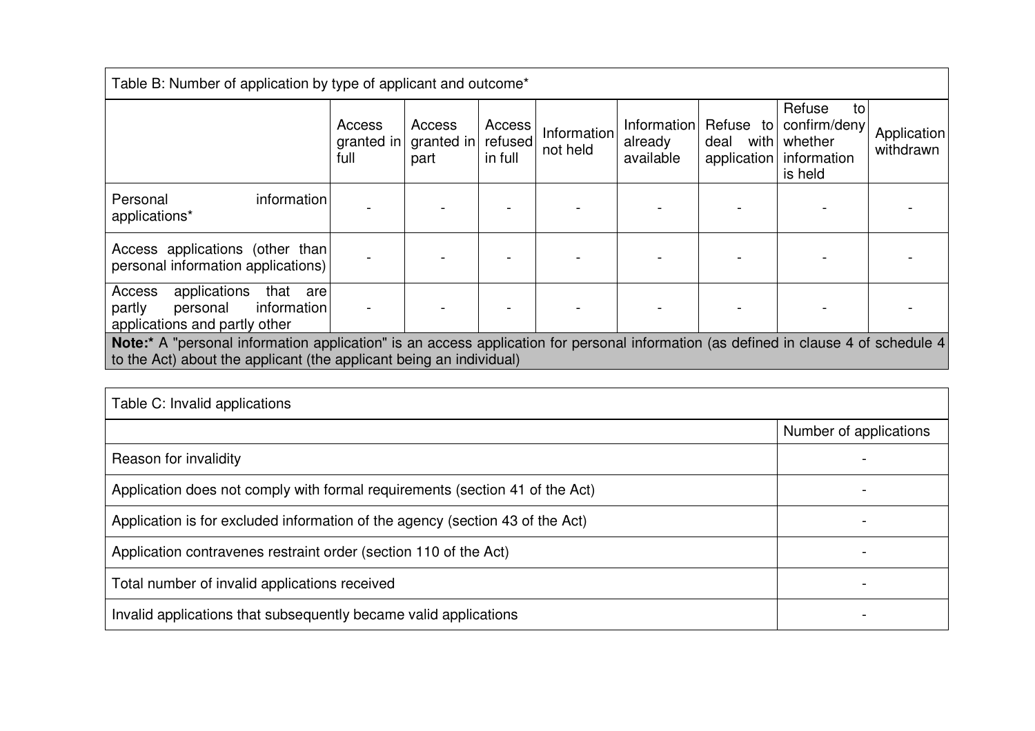Table B: Number of application by type of applicant and outcome*

| | Access granted in full | Access granted in part | Access refused in full | Information not held | Information already available | Refuse to deal with application | Refuse to confirm/deny whether information is held | Application withdrawn |
|---|---|---|---|---|---|---|---|---|
| Personal information applications* | - | - | - | - | - | - | - | - |
| Access applications (other than personal information applications) | - | - | - | - | - | - | - | - |
| Access applications that are partly personal information applications and partly other | - | - | - | - | - | - | - | - |

**Note:*** A "personal information application" is an access application for personal information (as defined in clause 4 of schedule 4 to the Act) about the applicant (the applicant being an individual)

Table C: Invalid applications

| | Number of applications |
|---|---|
| Reason for invalidity | - |
| Application does not comply with formal requirements (section 41 of the Act) | - |
| Application is for excluded information of the agency (section 43 of the Act) | - |
| Application contravenes restraint order (section 110 of the Act) | - |
| Total number of invalid applications received | - |
| Invalid applications that subsequently became valid applications | - |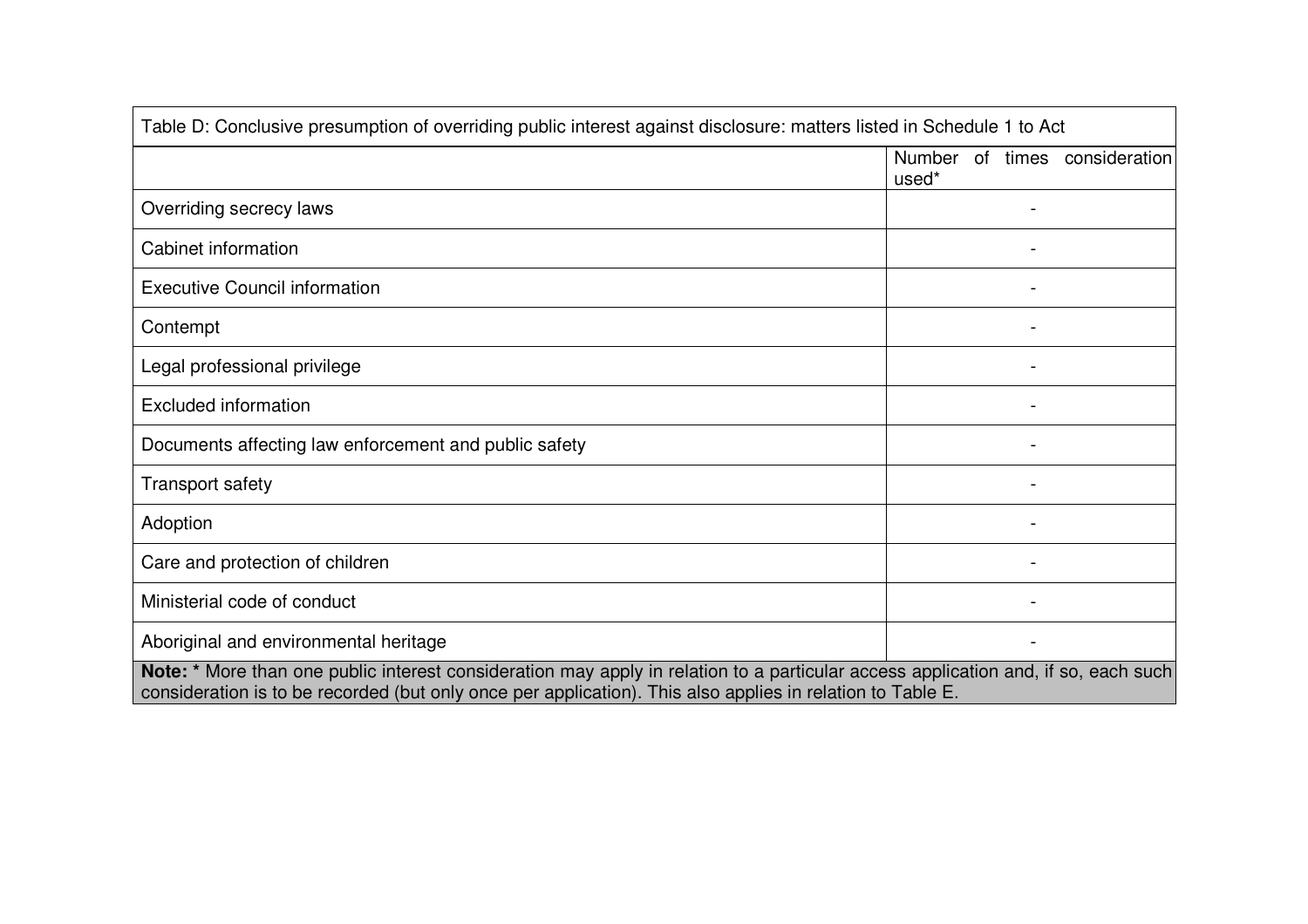| Table D: Conclusive presumption of overriding public interest against disclosure: matters listed in Schedule 1 to Act | |
|---|---|
| | Number of times consideration used* |
| Overriding secrecy laws | - |
| Cabinet information | - |
| Executive Council information | - |
| Contempt | - |
| Legal professional privilege | - |
| Excluded information | - |
| Documents affecting law enforcement and public safety | - |
| Transport safety | - |
| Adoption | - |
| Care and protection of children | - |
| Ministerial code of conduct | - |
| Aboriginal and environmental heritage | - |

**Note:** * More than one public interest consideration may apply in relation to a particular access application and, if so, each such consideration is to be recorded (but only once per application). This also applies in relation to Table E.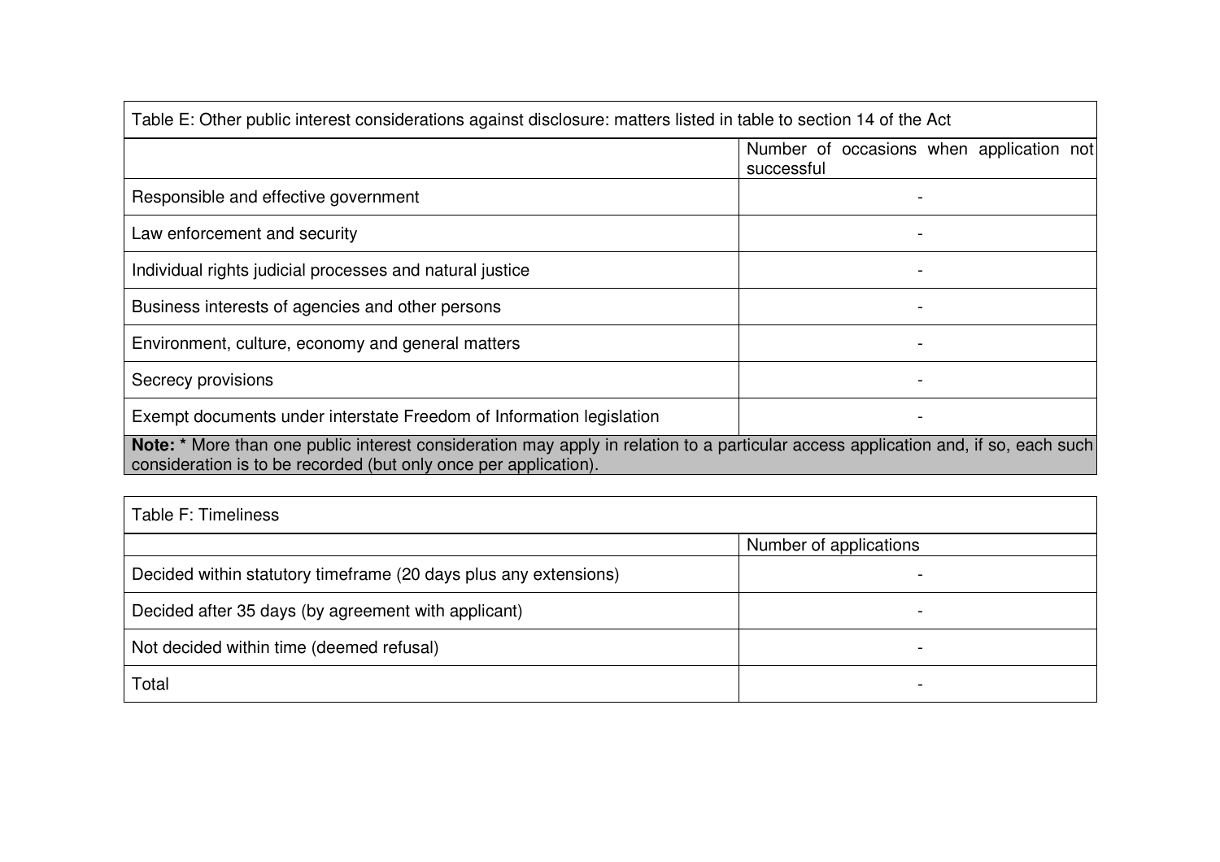| Table E: Other public interest considerations against disclosure: matters listed in table to section 14 of the Act | |
|---|---|
| | Number of occasions when application not successful |
| Responsible and effective government | - |
| Law enforcement and security | - |
| Individual rights judicial processes and natural justice | - |
| Business interests of agencies and other persons | - |
| Environment, culture, economy and general matters | - |
| Secrecy provisions | - |
| Exempt documents under interstate Freedom of Information legislation | - |
| **Note:** * More than one public interest consideration may apply in relation to a particular access application and, if so, each such consideration is to be recorded (but only once per application). | |

| Table F: Timeliness | |
|---|---|
| | Number of applications |
| Decided within statutory timeframe (20 days plus any extensions) | - |
| Decided after 35 days (by agreement with applicant) | - |
| Not decided within time (deemed refusal) | - |
| Total | - |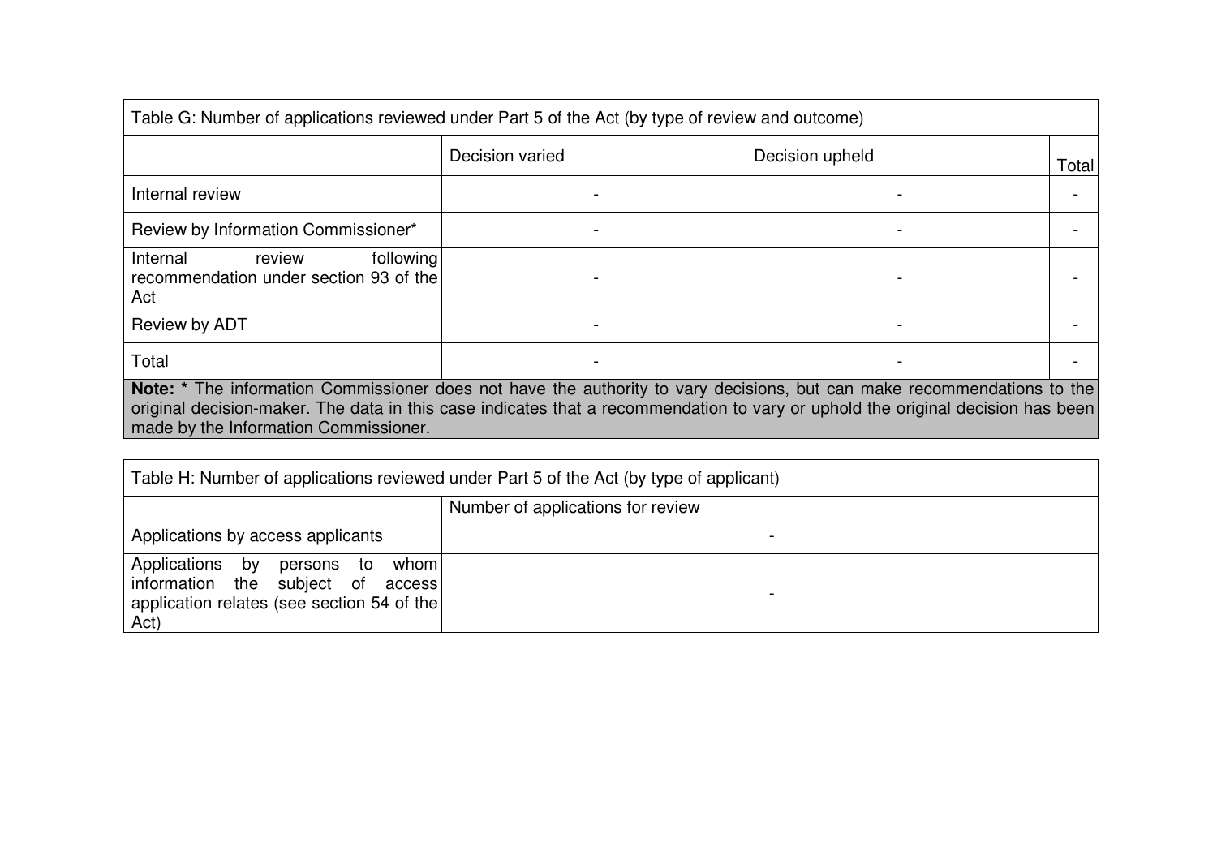Table G: Number of applications reviewed under Part 5 of the Act (by type of review and outcome)

| | Decision varied | Decision upheld | Total |
|---|---|---|---|
| Internal review | - | - | - |
| Review by Information Commissioner* | - | - | - |
| Internal review following recommendation under section 93 of the Act | - | - | - |
| Review by ADT | - | - | - |
| Total | - | - | - |

**Note:** * The information Commissioner does not have the authority to vary decisions, but can make recommendations to the original decision-maker. The data in this case indicates that a recommendation to vary or uphold the original decision has been made by the Information Commissioner.

Table H: Number of applications reviewed under Part 5 of the Act (by type of applicant)

| | Number of applications for review |
|---|---|
| Applications by access applicants | - |
| Applications by persons to whom information the subject of access application relates (see section 54 of the Act) | - |